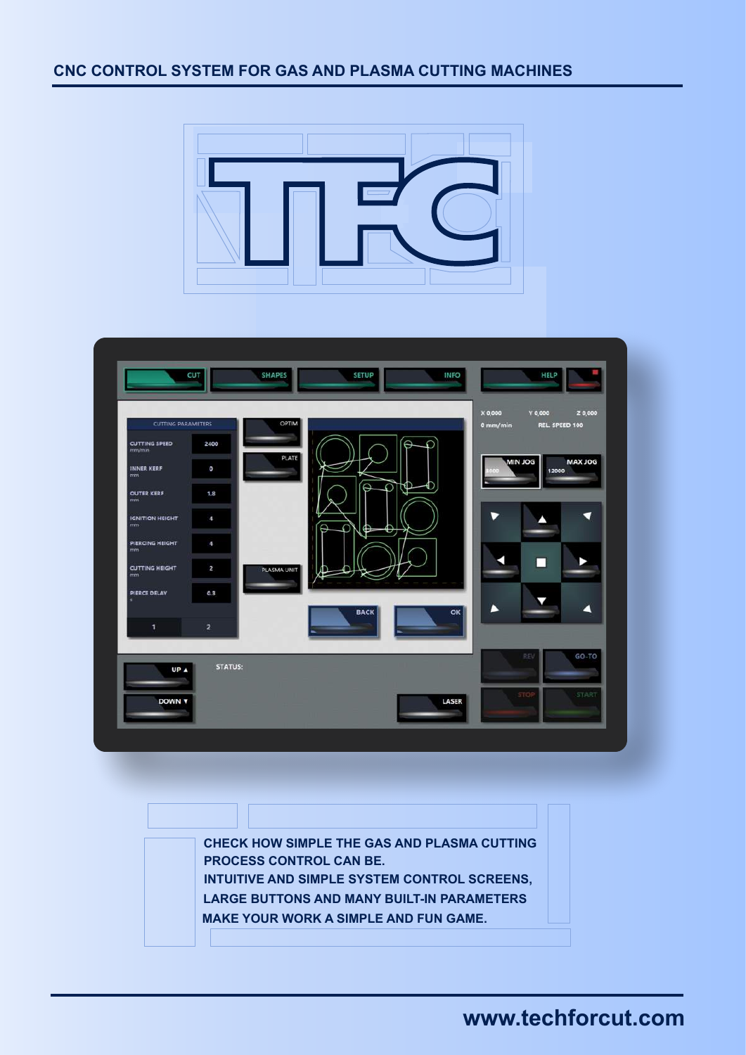# CNC CONTROL SYSTEM FOR GAS AND PLASMA CUTTING MACHINES

**CHECK HOW SIMPLE THE GAS AND PLASMA CUTTING PROCESS CONTROL CAN BE.**
**INTUITIVE AND SIMPLE SYSTEM CONTROL SCREENS, LARGE BUTTONS AND MANY BUILT-IN PARAMETERS MAKE YOUR WORK A SIMPLE AND FUN GAME.**

**www.techforcut.com**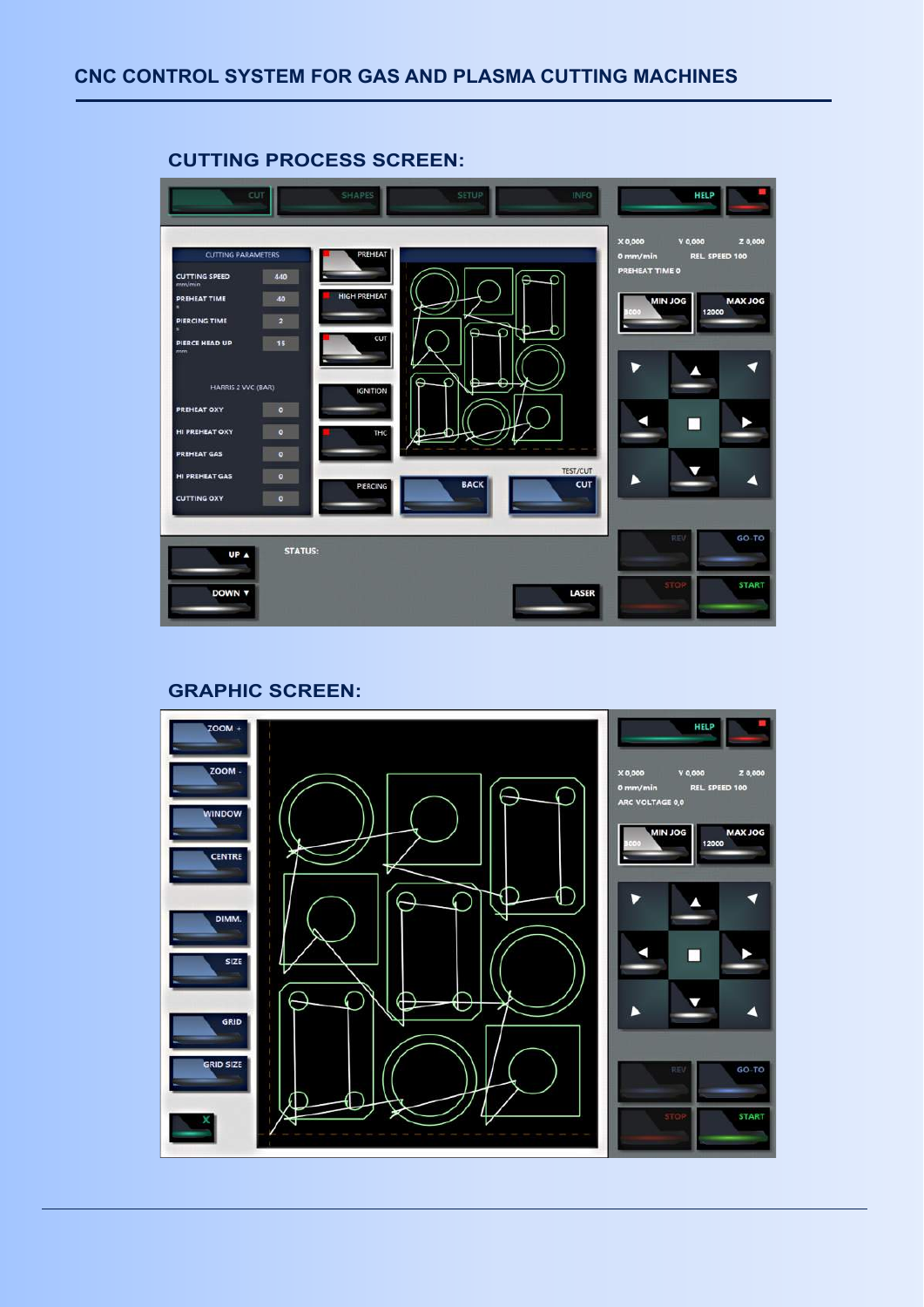## CUTTING PROCESS SCREEN:

| CUTTING PARAMETERS | |
|---|---|
| CUTTING SPEED mm/min | 440 |
| PREHEAT TIME s | 40 |
| PIERCING TIME s | 2 |
| PIERCE HEAD UP mm | 15 |
| HARRIS 2 VVC (BAR) | |
| PREHEAT OXY | 0 |
| HI PREHEAT OXY | 0 |
| PREHEAT GAS | 0 |
| HI PREHEAT GAS | 0 |
| CUTTING OXY | 0 |

CUT SHAPES SETUP INFO HELP

PREHEAT HIGH PREHEAT CUT IGNITION THC PERCING BACK TEST/CUT CUT

X 0,000 Y 0,000 Z 0,000
0 mm/min REL. SPEED 100
PREHEAT TIME 0

MIN JOG 3000 MAX JOG 12000

REV GO-TO STOP START

UP ▲ DOWN ▼ STATUS: LASER

## GRAPHIC SCREEN:

ZOOM + ZOOM - WINDOW CENTRE DIMM. SIZE GRID GRID SIZE X

HELP

X 0,000 Y 0,000 Z 0,000
0 mm/min REL. SPEED 100
ARC VOLTAGE 0,0

MIN JOG 3000 MAX JOG 12000

REV GO-TO STOP START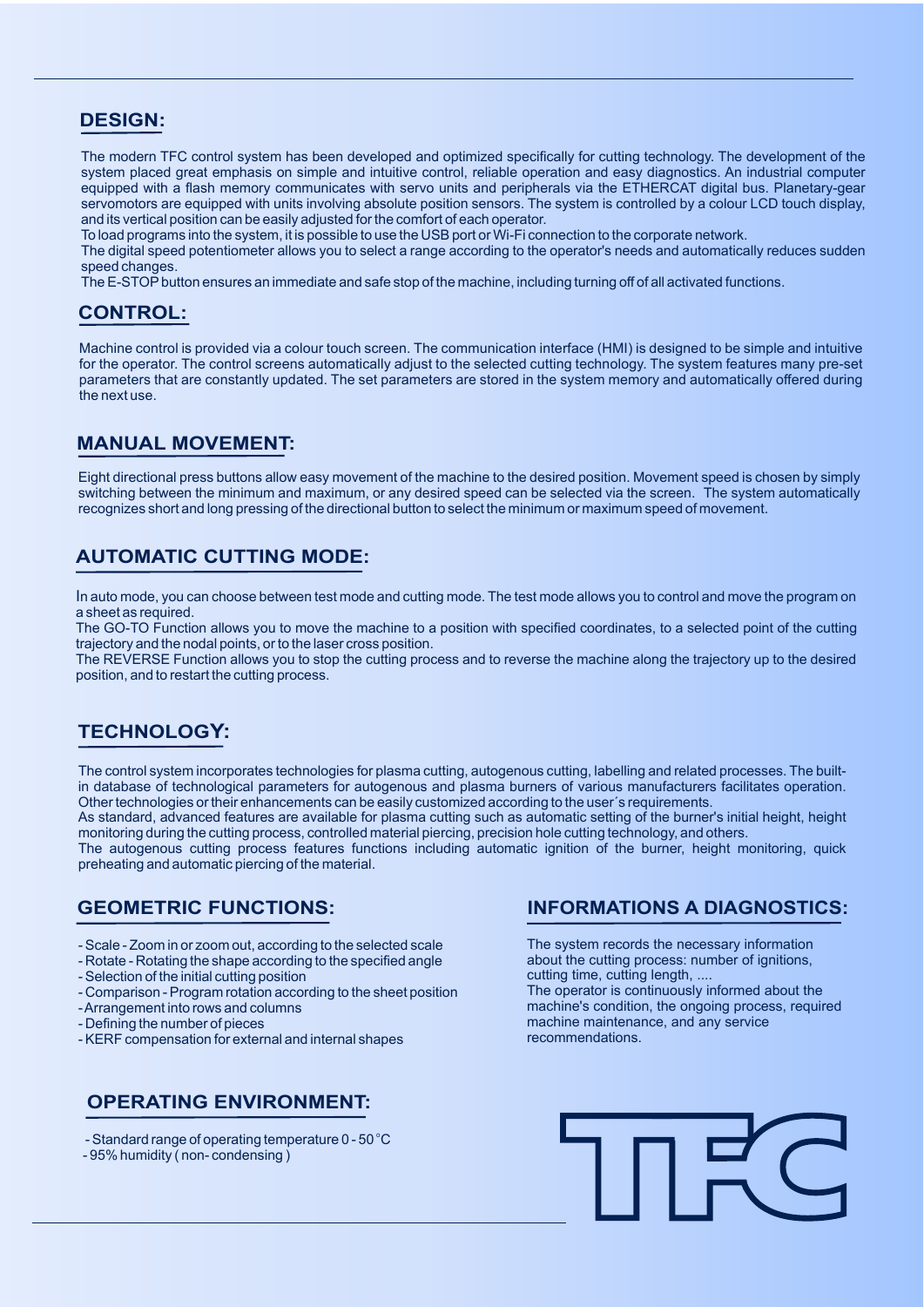## DESIGN:

The modern TFC control system has been developed and optimized specifically for cutting technology. The development of the system placed great emphasis on simple and intuitive control, reliable operation and easy diagnostics. An industrial computer equipped with a flash memory communicates with servo units and peripherals via the ETHERCAT digital bus. Planetary-gear servomotors are equipped with units involving absolute position sensors. The system is controlled by a colour LCD touch display, and its vertical position can be easily adjusted for the comfort of each operator.

To load programs into the system, it is possible to use the USB port or Wi-Fi connection to the corporate network.

The digital speed potentiometer allows you to select a range according to the operator's needs and automatically reduces sudden speed changes.

The E-STOP button ensures an immediate and safe stop of the machine, including turning off of all activated functions.

## CONTROL:

Machine control is provided via a colour touch screen. The communication interface (HMI) is designed to be simple and intuitive for the operator. The control screens automatically adjust to the selected cutting technology. The system features many pre-set parameters that are constantly updated. The set parameters are stored in the system memory and automatically offered during the next use.

## MANUAL MOVEMENT:

Eight directional press buttons allow easy movement of the machine to the desired position. Movement speed is chosen by simply switching between the minimum and maximum, or any desired speed can be selected via the screen. The system automatically recognizes short and long pressing of the directional button to select the minimum or maximum speed of movement.

## AUTOMATIC CUTTING MODE:

In auto mode, you can choose between test mode and cutting mode. The test mode allows you to control and move the program on a sheet as required.

The GO-TO Function allows you to move the machine to a position with specified coordinates, to a selected point of the cutting trajectory and the nodal points, or to the laser cross position.

The REVERSE Function allows you to stop the cutting process and to reverse the machine along the trajectory up to the desired position, and to restart the cutting process.

## TECHNOLOGY:

The control system incorporates technologies for plasma cutting, autogenous cutting, labelling and related processes. The built-in database of technological parameters for autogenous and plasma burners of various manufacturers facilitates operation. Other technologies or their enhancements can be easily customized according to the user´s requirements.

As standard, advanced features are available for plasma cutting such as automatic setting of the burner's initial height, height monitoring during the cutting process, controlled material piercing, precision hole cutting technology, and others.

The autogenous cutting process features functions including automatic ignition of the burner, height monitoring, quick preheating and automatic piercing of the material.

## GEOMETRIC FUNCTIONS:

- Scale - Zoom in or zoom out, according to the selected scale
- Rotate - Rotating the shape according to the specified angle
- Selection of the initial cutting position
- Comparison - Program rotation according to the sheet position
- Arrangement into rows and columns
- Defining the number of pieces
- KERF compensation for external and internal shapes

## INFORMATIONS A DIAGNOSTICS:

The system records the necessary information about the cutting process: number of ignitions, cutting time, cutting length, ....

The operator is continuously informed about the machine's condition, the ongoing process, required machine maintenance, and any service recommendations.

## OPERATING ENVIRONMENT:

- Standard range of operating temperature 0 - 50 °C
- 95% humidity ( non- condensing )

TFC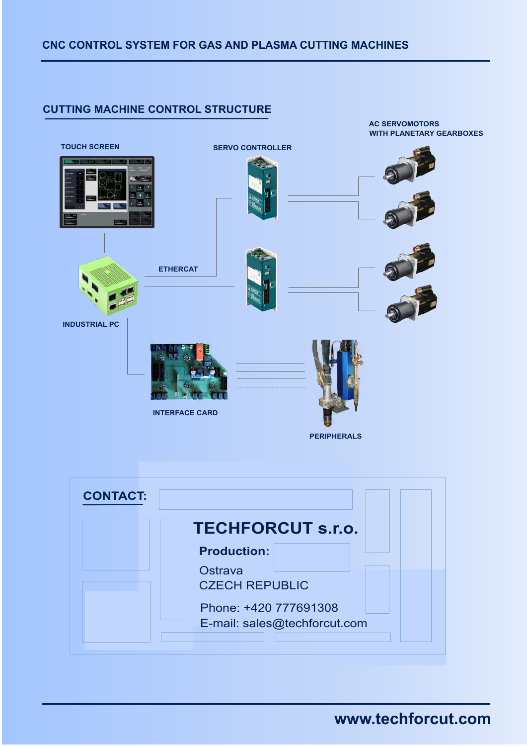# CNC CONTROL SYSTEM FOR GAS AND PLASMA CUTTING MACHINES

## CUTTING MACHINE CONTROL STRUCTURE

TOUCH SCREEN

SERVO CONTROLLER

AC SERVOMOTORS
WITH PLANETARY GEARBOXES

ETHERCAT

INDUSTRIAL PC

INTERFACE CARD

PERIPHERALS

## CONTACT:

**TECHFORCUT s.r.o.**

**Production:**

Ostrava
CZECH REPUBLIC

Phone: +420 777691308
E-mail: sales@techforcut.com

**www.techforcut.com**